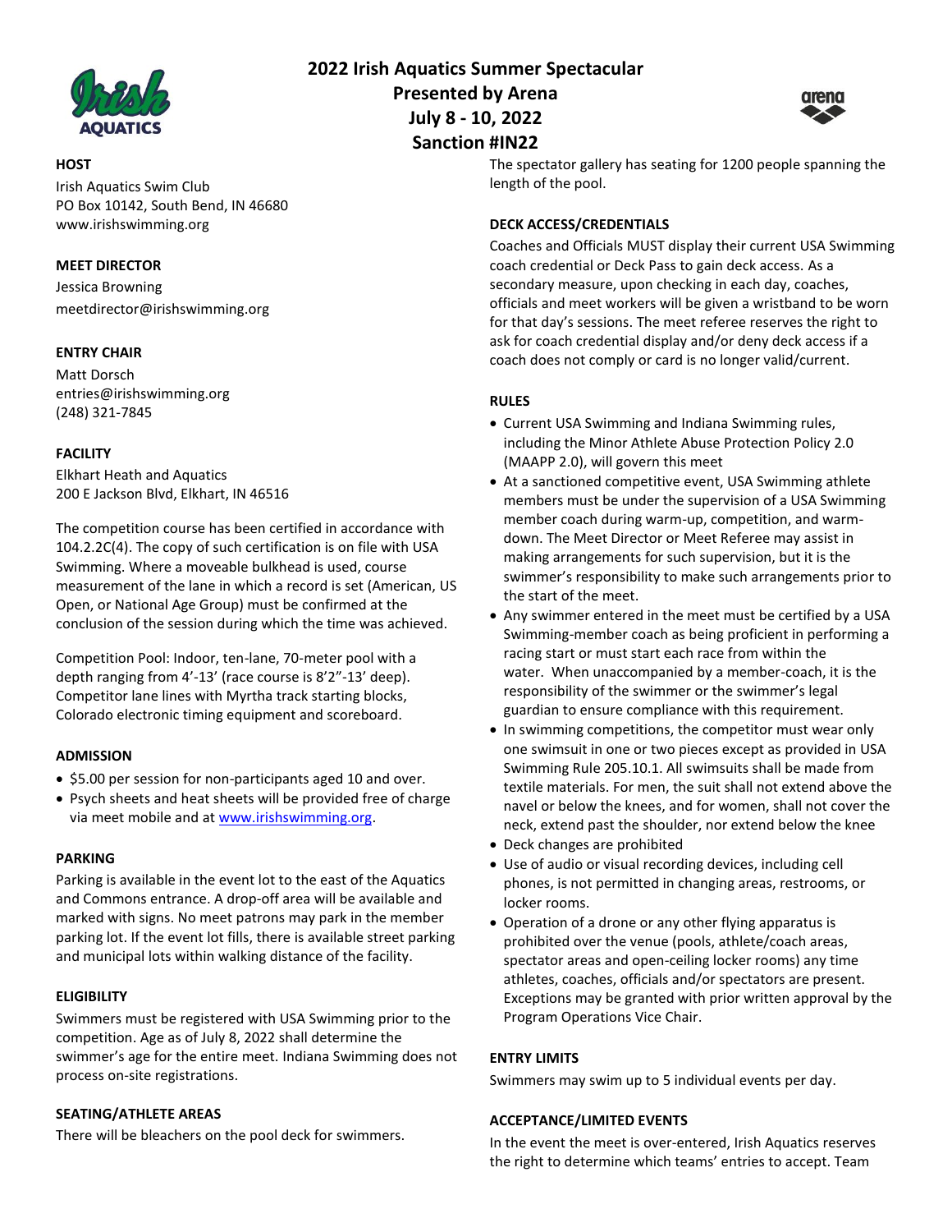# 2022 Irish Aquatics Summer Spectacular

## Presented by Arena

## July 8 - 10, 2022

## Sanction #IN22

### HOST

Irish Aquatics Swim Club
PO Box 10142, South Bend, IN 46680
www.irishswimming.org

### MEET DIRECTOR

Jessica Browning
meetdirector@irishswimming.org

### ENTRY CHAIR

Matt Dorsch
entries@irishswimming.org
(248) 321-7845

### FACILITY

Elkhart Heath and Aquatics
200 E Jackson Blvd, Elkhart, IN 46516

The competition course has been certified in accordance with 104.2.2C(4). The copy of such certification is on file with USA Swimming. Where a moveable bulkhead is used, course measurement of the lane in which a record is set (American, US Open, or National Age Group) must be confirmed at the conclusion of the session during which the time was achieved.

Competition Pool: Indoor, ten-lane, 70-meter pool with a depth ranging from 4'-13' (race course is 8'2"-13' deep). Competitor lane lines with Myrtha track starting blocks, Colorado electronic timing equipment and scoreboard.

### ADMISSION

- $5.00 per session for non-participants aged 10 and over.
- Psych sheets and heat sheets will be provided free of charge via meet mobile and at www.irishswimming.org.

### PARKING

Parking is available in the event lot to the east of the Aquatics and Commons entrance. A drop-off area will be available and marked with signs. No meet patrons may park in the member parking lot. If the event lot fills, there is available street parking and municipal lots within walking distance of the facility.

### ELIGIBILITY

Swimmers must be registered with USA Swimming prior to the competition. Age as of July 8, 2022 shall determine the swimmer's age for the entire meet. Indiana Swimming does not process on-site registrations.

### SEATING/ATHLETE AREAS

There will be bleachers on the pool deck for swimmers. The spectator gallery has seating for 1200 people spanning the length of the pool.

### DECK ACCESS/CREDENTIALS

Coaches and Officials MUST display their current USA Swimming coach credential or Deck Pass to gain deck access. As a secondary measure, upon checking in each day, coaches, officials and meet workers will be given a wristband to be worn for that day's sessions. The meet referee reserves the right to ask for coach credential display and/or deny deck access if a coach does not comply or card is no longer valid/current.

### RULES

- Current USA Swimming and Indiana Swimming rules, including the Minor Athlete Abuse Protection Policy 2.0 (MAAPP 2.0), will govern this meet
- At a sanctioned competitive event, USA Swimming athlete members must be under the supervision of a USA Swimming member coach during warm-up, competition, and warm-down. The Meet Director or Meet Referee may assist in making arrangements for such supervision, but it is the swimmer's responsibility to make such arrangements prior to the start of the meet.
- Any swimmer entered in the meet must be certified by a USA Swimming-member coach as being proficient in performing a racing start or must start each race from within the water. When unaccompanied by a member-coach, it is the responsibility of the swimmer or the swimmer's legal guardian to ensure compliance with this requirement.
- In swimming competitions, the competitor must wear only one swimsuit in one or two pieces except as provided in USA Swimming Rule 205.10.1. All swimsuits shall be made from textile materials. For men, the suit shall not extend above the navel or below the knees, and for women, shall not cover the neck, extend past the shoulder, nor extend below the knee
- Deck changes are prohibited
- Use of audio or visual recording devices, including cell phones, is not permitted in changing areas, restrooms, or locker rooms.
- Operation of a drone or any other flying apparatus is prohibited over the venue (pools, athlete/coach areas, spectator areas and open-ceiling locker rooms) any time athletes, coaches, officials and/or spectators are present. Exceptions may be granted with prior written approval by the Program Operations Vice Chair.

### ENTRY LIMITS

Swimmers may swim up to 5 individual events per day.

### ACCEPTANCE/LIMITED EVENTS

In the event the meet is over-entered, Irish Aquatics reserves the right to determine which teams' entries to accept. Team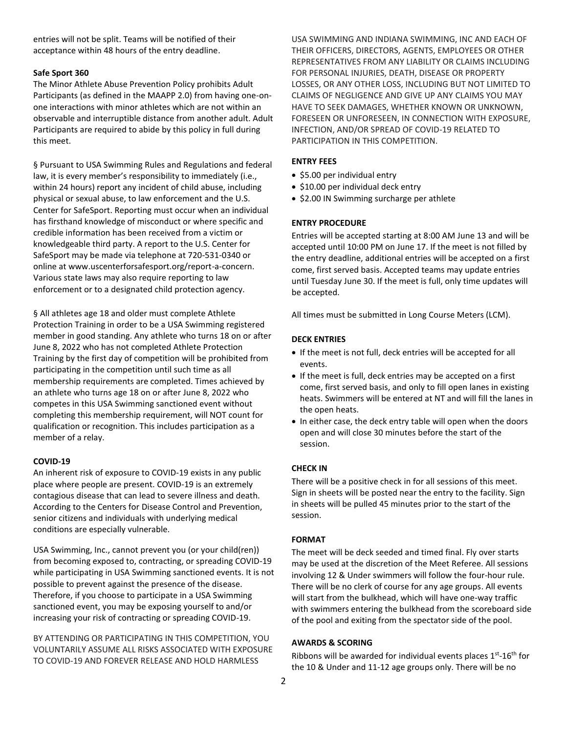entries will not be split. Teams will be notified of their acceptance within 48 hours of the entry deadline.

**Safe Sport 360**

The Minor Athlete Abuse Prevention Policy prohibits Adult Participants (as defined in the MAAPP 2.0) from having one-on-one interactions with minor athletes which are not within an observable and interruptible distance from another adult. Adult Participants are required to abide by this policy in full during this meet.

§ Pursuant to USA Swimming Rules and Regulations and federal law, it is every member's responsibility to immediately (i.e., within 24 hours) report any incident of child abuse, including physical or sexual abuse, to law enforcement and the U.S. Center for SafeSport. Reporting must occur when an individual has firsthand knowledge of misconduct or where specific and credible information has been received from a victim or knowledgeable third party. A report to the U.S. Center for SafeSport may be made via telephone at 720-531-0340 or online at www.uscenterforsafesport.org/report-a-concern. Various state laws may also require reporting to law enforcement or to a designated child protection agency.

§ All athletes age 18 and older must complete Athlete Protection Training in order to be a USA Swimming registered member in good standing. Any athlete who turns 18 on or after June 8, 2022 who has not completed Athlete Protection Training by the first day of competition will be prohibited from participating in the competition until such time as all membership requirements are completed. Times achieved by an athlete who turns age 18 on or after June 8, 2022 who competes in this USA Swimming sanctioned event without completing this membership requirement, will NOT count for qualification or recognition. This includes participation as a member of a relay.

**COVID-19**

An inherent risk of exposure to COVID-19 exists in any public place where people are present. COVID-19 is an extremely contagious disease that can lead to severe illness and death. According to the Centers for Disease Control and Prevention, senior citizens and individuals with underlying medical conditions are especially vulnerable.

USA Swimming, Inc., cannot prevent you (or your child(ren)) from becoming exposed to, contracting, or spreading COVID-19 while participating in USA Swimming sanctioned events. It is not possible to prevent against the presence of the disease. Therefore, if you choose to participate in a USA Swimming sanctioned event, you may be exposing yourself to and/or increasing your risk of contracting or spreading COVID-19.

BY ATTENDING OR PARTICIPATING IN THIS COMPETITION, YOU VOLUNTARILY ASSUME ALL RISKS ASSOCIATED WITH EXPOSURE TO COVID-19 AND FOREVER RELEASE AND HOLD HARMLESS USA SWIMMING AND INDIANA SWIMMING, INC AND EACH OF THEIR OFFICERS, DIRECTORS, AGENTS, EMPLOYEES OR OTHER REPRESENTATIVES FROM ANY LIABILITY OR CLAIMS INCLUDING FOR PERSONAL INJURIES, DEATH, DISEASE OR PROPERTY LOSSES, OR ANY OTHER LOSS, INCLUDING BUT NOT LIMITED TO CLAIMS OF NEGLIGENCE AND GIVE UP ANY CLAIMS YOU MAY HAVE TO SEEK DAMAGES, WHETHER KNOWN OR UNKNOWN, FORESEEN OR UNFORESEEN, IN CONNECTION WITH EXPOSURE, INFECTION, AND/OR SPREAD OF COVID-19 RELATED TO PARTICIPATION IN THIS COMPETITION.

**ENTRY FEES**

- $5.00 per individual entry
- $10.00 per individual deck entry
- $2.00 IN Swimming surcharge per athlete

**ENTRY PROCEDURE**

Entries will be accepted starting at 8:00 AM June 13 and will be accepted until 10:00 PM on June 17. If the meet is not filled by the entry deadline, additional entries will be accepted on a first come, first served basis. Accepted teams may update entries until Tuesday June 30. If the meet is full, only time updates will be accepted.

All times must be submitted in Long Course Meters (LCM).

**DECK ENTRIES**

- If the meet is not full, deck entries will be accepted for all events.
- If the meet is full, deck entries may be accepted on a first come, first served basis, and only to fill open lanes in existing heats. Swimmers will be entered at NT and will fill the lanes in the open heats.
- In either case, the deck entry table will open when the doors open and will close 30 minutes before the start of the session.

**CHECK IN**

There will be a positive check in for all sessions of this meet. Sign in sheets will be posted near the entry to the facility. Sign in sheets will be pulled 45 minutes prior to the start of the session.

**FORMAT**

The meet will be deck seeded and timed final. Fly over starts may be used at the discretion of the Meet Referee. All sessions involving 12 & Under swimmers will follow the four-hour rule. There will be no clerk of course for any age groups. All events will start from the bulkhead, which will have one-way traffic with swimmers entering the bulkhead from the scoreboard side of the pool and exiting from the spectator side of the pool.

**AWARDS & SCORING**

Ribbons will be awarded for individual events places 1st-16th for the 10 & Under and 11-12 age groups only. There will be no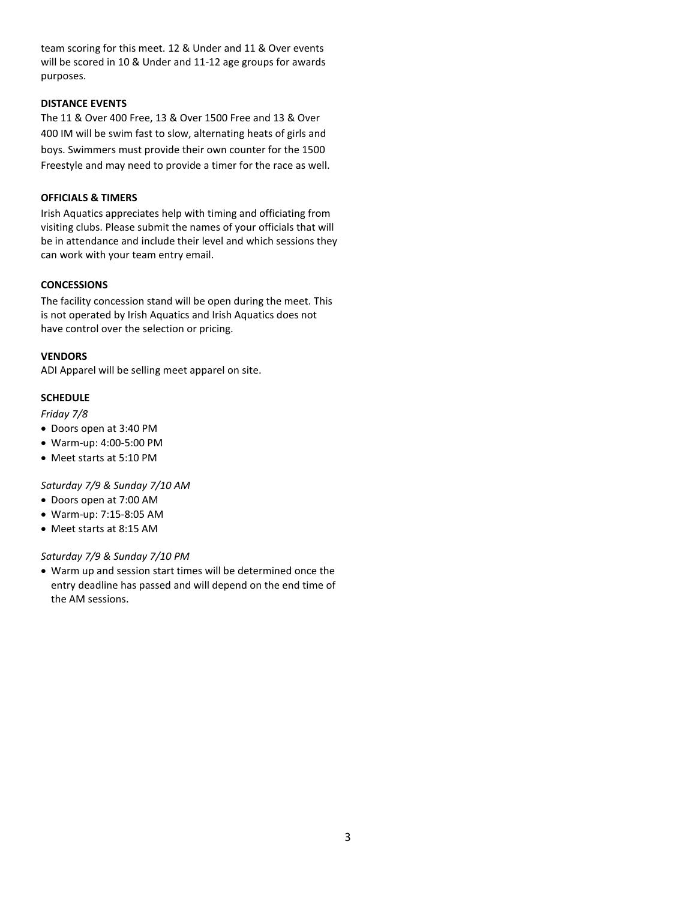team scoring for this meet. 12 & Under and 11 & Over events will be scored in 10 & Under and 11-12 age groups for awards purposes.

**DISTANCE EVENTS**

The 11 & Over 400 Free, 13 & Over 1500 Free and 13 & Over 400 IM will be swim fast to slow, alternating heats of girls and boys. Swimmers must provide their own counter for the 1500 Freestyle and may need to provide a timer for the race as well.

**OFFICIALS & TIMERS**

Irish Aquatics appreciates help with timing and officiating from visiting clubs. Please submit the names of your officials that will be in attendance and include their level and which sessions they can work with your team entry email.

**CONCESSIONS**

The facility concession stand will be open during the meet. This is not operated by Irish Aquatics and Irish Aquatics does not have control over the selection or pricing.

**VENDORS**

ADI Apparel will be selling meet apparel on site.

**SCHEDULE**

*Friday 7/8*

- Doors open at 3:40 PM
- Warm-up: 4:00-5:00 PM
- Meet starts at 5:10 PM

*Saturday 7/9 & Sunday 7/10 AM*

- Doors open at 7:00 AM
- Warm-up: 7:15-8:05 AM
- Meet starts at 8:15 AM

*Saturday 7/9 & Sunday 7/10 PM*

- Warm up and session start times will be determined once the entry deadline has passed and will depend on the end time of the AM sessions.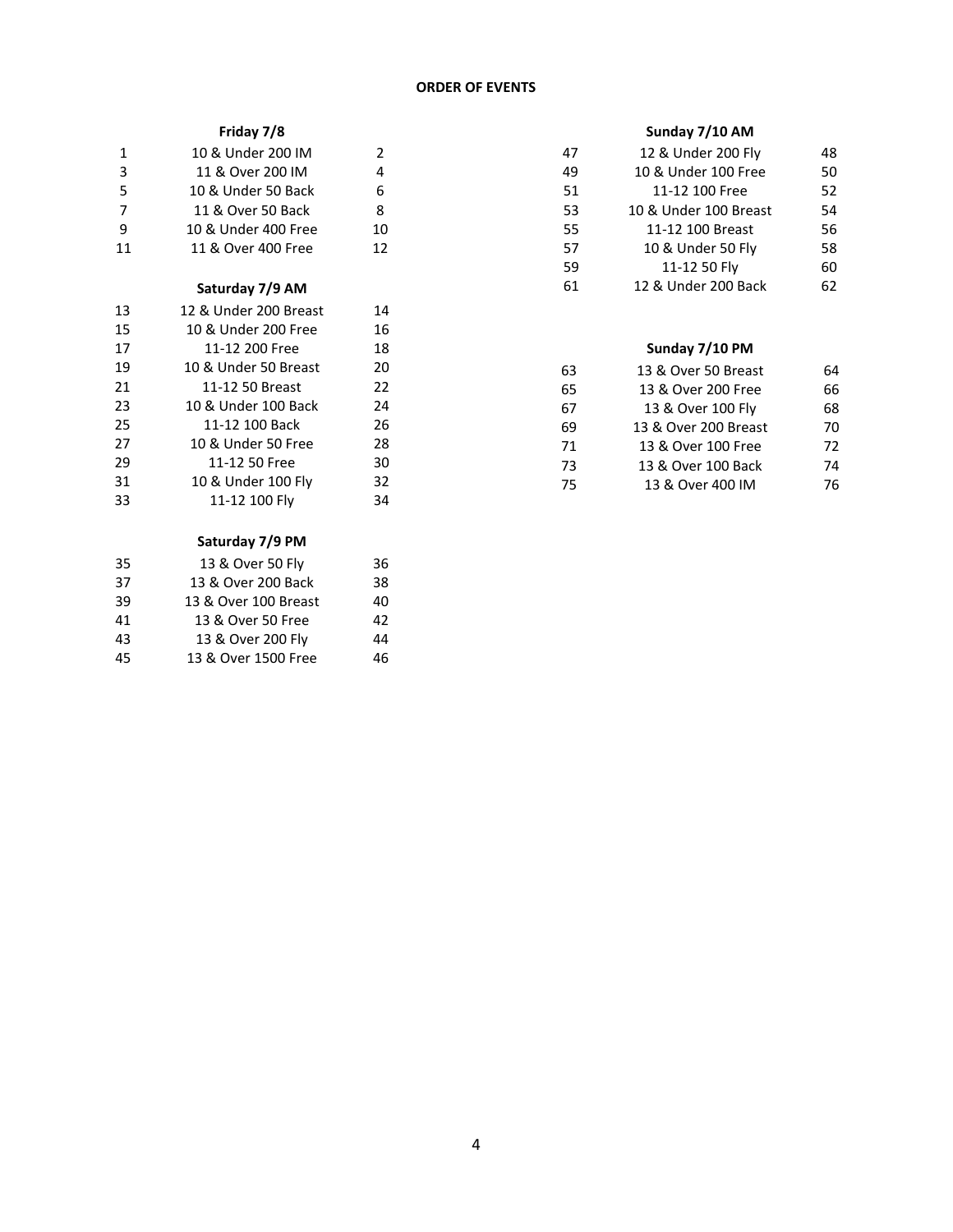**ORDER OF EVENTS**

**Friday 7/8**

| | | |
|---|---|---|
| 1 | 10 & Under 200 IM | 2 |
| 3 | 11 & Over 200 IM | 4 |
| 5 | 10 & Under 50 Back | 6 |
| 7 | 11 & Over 50 Back | 8 |
| 9 | 10 & Under 400 Free | 10 |
| 11 | 11 & Over 400 Free | 12 |

**Saturday 7/9 AM**

| | | |
|---|---|---|
| 13 | 12 & Under 200 Breast | 14 |
| 15 | 10 & Under 200 Free | 16 |
| 17 | 11-12 200 Free | 18 |
| 19 | 10 & Under 50 Breast | 20 |
| 21 | 11-12 50 Breast | 22 |
| 23 | 10 & Under 100 Back | 24 |
| 25 | 11-12 100 Back | 26 |
| 27 | 10 & Under 50 Free | 28 |
| 29 | 11-12 50 Free | 30 |
| 31 | 10 & Under 100 Fly | 32 |
| 33 | 11-12 100 Fly | 34 |

**Saturday 7/9 PM**

| | | |
|---|---|---|
| 35 | 13 & Over 50 Fly | 36 |
| 37 | 13 & Over 200 Back | 38 |
| 39 | 13 & Over 100 Breast | 40 |
| 41 | 13 & Over 50 Free | 42 |
| 43 | 13 & Over 200 Fly | 44 |
| 45 | 13 & Over 1500 Free | 46 |

**Sunday 7/10 AM**

| | | |
|---|---|---|
| 47 | 12 & Under 200 Fly | 48 |
| 49 | 10 & Under 100 Free | 50 |
| 51 | 11-12 100 Free | 52 |
| 53 | 10 & Under 100 Breast | 54 |
| 55 | 11-12 100 Breast | 56 |
| 57 | 10 & Under 50 Fly | 58 |
| 59 | 11-12 50 Fly | 60 |
| 61 | 12 & Under 200 Back | 62 |

**Sunday 7/10 PM**

| | | |
|---|---|---|
| 63 | 13 & Over 50 Breast | 64 |
| 65 | 13 & Over 200 Free | 66 |
| 67 | 13 & Over 100 Fly | 68 |
| 69 | 13 & Over 200 Breast | 70 |
| 71 | 13 & Over 100 Free | 72 |
| 73 | 13 & Over 100 Back | 74 |
| 75 | 13 & Over 400 IM | 76 |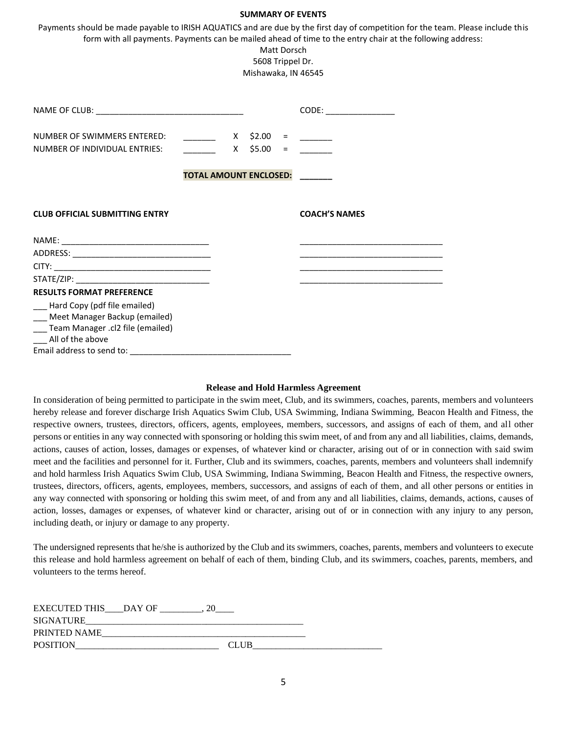## SUMMARY OF EVENTS

Payments should be made payable to IRISH AQUATICS and are due by the first day of competition for the team. Please include this form with all payments. Payments can be mailed ahead of time to the entry chair at the following address:

Matt Dorsch
5608 Trippel Dr.
Mishawaka, IN 46545

NAME OF CLUB: ________________________________ CODE: _______________

| | | | | | |
|---|---|---|---|---|---|
| NUMBER OF SWIMMERS ENTERED: | _______ | X | $2.00 | = | _______ |
| NUMBER OF INDIVIDUAL ENTRIES: | _______ | X | $5.00 | = | _______ |

**TOTAL AMOUNT ENCLOSED:** _______

**CLUB OFFICIAL SUBMITTING ENTRY**

NAME: ________________________________
ADDRESS: ______________________________
CITY: __________________________________
STATE/ZIP: _____________________________

**COACH'S NAMES**

_______________________________
_______________________________
_______________________________
_______________________________

**RESULTS FORMAT PREFERENCE**

___ Hard Copy (pdf file emailed)
___ Meet Manager Backup (emailed)
___ Team Manager .cl2 file (emailed)
___ All of the above

Email address to send to: ___________________________________

### Release and Hold Harmless Agreement

In consideration of being permitted to participate in the swim meet, Club, and its swimmers, coaches, parents, members and volunteers hereby release and forever discharge Irish Aquatics Swim Club, USA Swimming, Indiana Swimming, Beacon Health and Fitness, the respective owners, trustees, directors, officers, agents, employees, members, successors, and assigns of each of them, and all other persons or entities in any way connected with sponsoring or holding this swim meet, of and from any and all liabilities, claims, demands, actions, causes of action, losses, damages or expenses, of whatever kind or character, arising out of or in connection with said swim meet and the facilities and personnel for it. Further, Club and its swimmers, coaches, parents, members and volunteers shall indemnify and hold harmless Irish Aquatics Swim Club, USA Swimming, Indiana Swimming, Beacon Health and Fitness, the respective owners, trustees, directors, officers, agents, employees, members, successors, and assigns of each of them, and all other persons or entities in any way connected with sponsoring or holding this swim meet, of and from any and all liabilities, claims, demands, actions, causes of action, losses, damages or expenses, of whatever kind or character, arising out of or in connection with any injury to any person, including death, or injury or damage to any property.

The undersigned represents that he/she is authorized by the Club and its swimmers, coaches, parents, members and volunteers to execute this release and hold harmless agreement on behalf of each of them, binding Club, and its swimmers, coaches, parents, members, and volunteers to the terms hereof.

EXECUTED THIS____DAY OF _________, 20____
SIGNATURE_______________________________________________
PRINTED NAME____________________________________________
POSITION_____________________________ CLUB___________________________